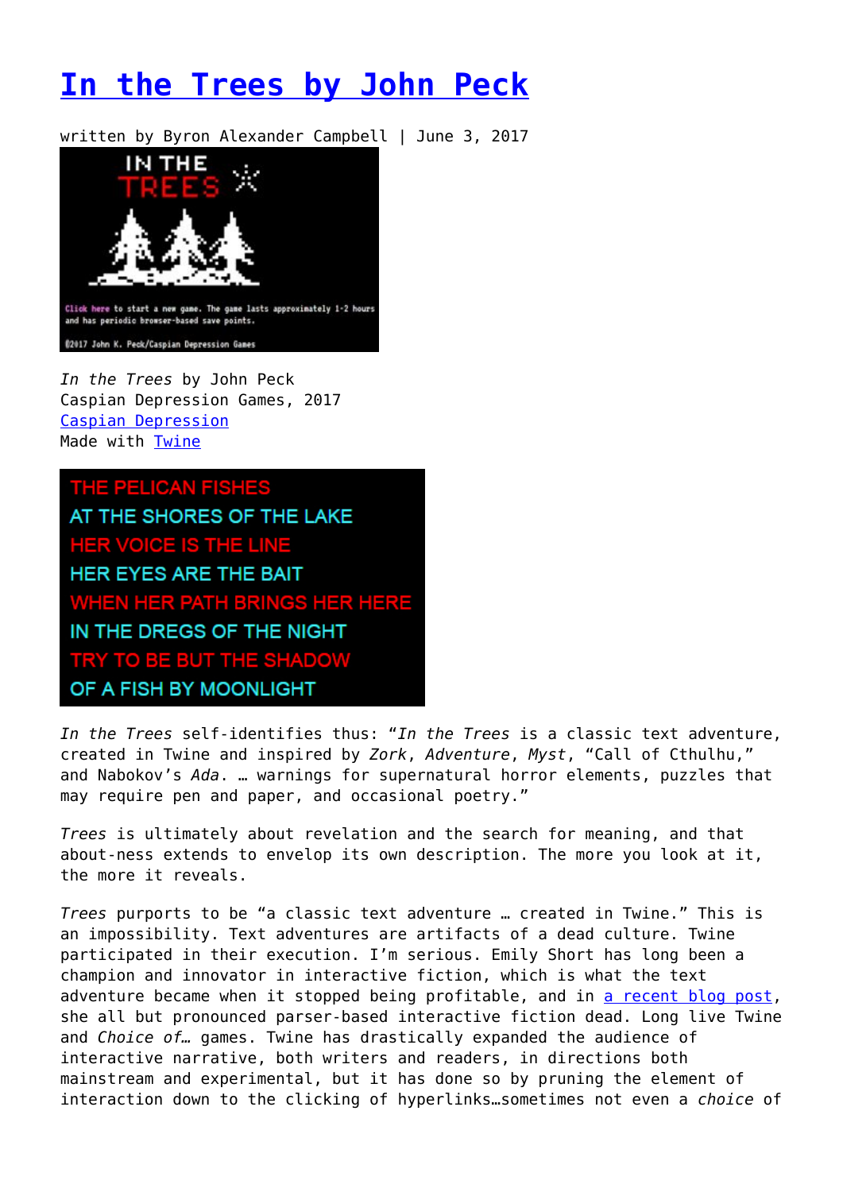# In the Trees by John Peck

written by Byron Alexander Campbell | June 3, 2017

*In the Trees* by John Peck
Caspian Depression Games, 2017
Caspian Depression
Made with Twine

*In the Trees* self-identifies thus: "*In the Trees* is a classic text adventure, created in Twine and inspired by *Zork*, *Adventure*, *Myst*, "Call of Cthulhu," and Nabokov's *Ada*. … warnings for supernatural horror elements, puzzles that may require pen and paper, and occasional poetry."

*Trees* is ultimately about revelation and the search for meaning, and that about-ness extends to envelop its own description. The more you look at it, the more it reveals.

*Trees* purports to be "a classic text adventure … created in Twine." This is an impossibility. Text adventures are artifacts of a dead culture. Twine participated in their execution. I'm serious. Emily Short has long been a champion and innovator in interactive fiction, which is what the text adventure became when it stopped being profitable, and in a recent blog post, she all but pronounced parser-based interactive fiction dead. Long live Twine and *Choice of…* games. Twine has drastically expanded the audience of interactive narrative, both writers and readers, in directions both mainstream and experimental, but it has done so by pruning the element of interaction down to the clicking of hyperlinks…sometimes not even a *choice* of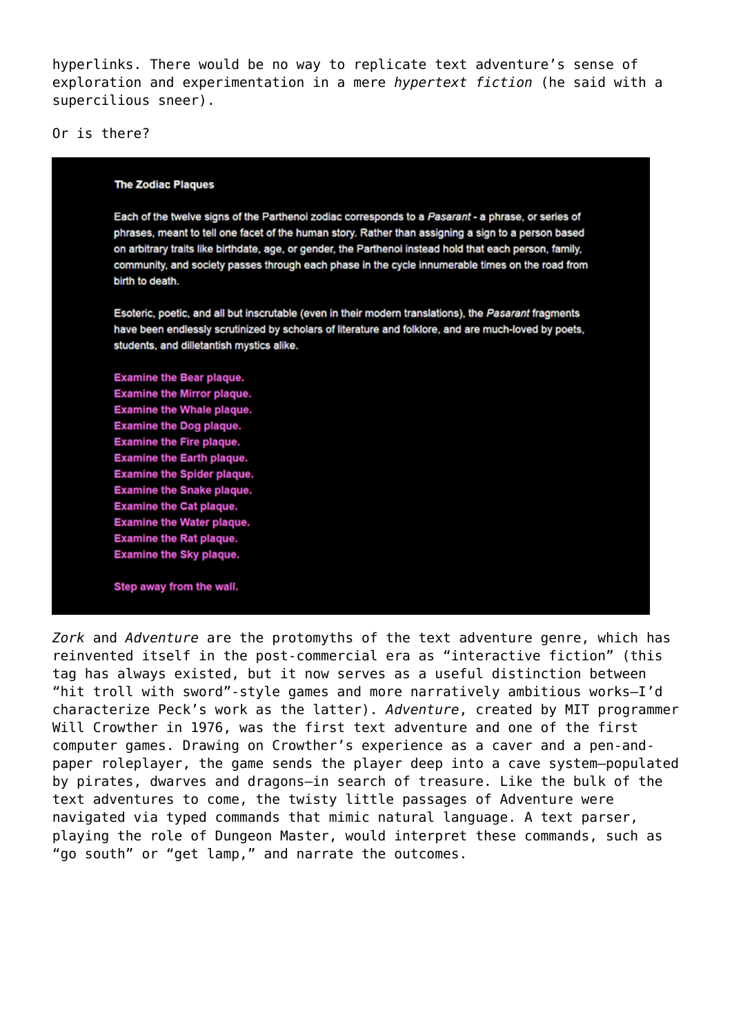hyperlinks. There would be no way to replicate text adventure's sense of exploration and experimentation in a mere *hypertext fiction* (he said with a supercilious sneer).

Or is there?

**The Zodiac Plaques**

Each of the twelve signs of the Parthenoi zodiac corresponds to a *Pasarant* - a phrase, or series of phrases, meant to tell one facet of the human story. Rather than assigning a sign to a person based on arbitrary traits like birthdate, age, or gender, the Parthenoi instead hold that each person, family, community, and society passes through each phase in the cycle innumerable times on the road from birth to death.

Esoteric, poetic, and all but inscrutable (even in their modern translations), the *Pasarant* fragments have been endlessly scrutinized by scholars of literature and folklore, and are much-loved by poets, students, and dilletantish mystics alike.

Examine the Bear plaque.
Examine the Mirror plaque.
Examine the Whale plaque.
Examine the Dog plaque.
Examine the Fire plaque.
Examine the Earth plaque.
Examine the Spider plaque.
Examine the Snake plaque.
Examine the Cat plaque.
Examine the Water plaque.
Examine the Rat plaque.
Examine the Sky plaque.

Step away from the wall.

*Zork* and *Adventure* are the protomyths of the text adventure genre, which has reinvented itself in the post-commercial era as "interactive fiction" (this tag has always existed, but it now serves as a useful distinction between "hit troll with sword"-style games and more narratively ambitious works—I'd characterize Peck's work as the latter). *Adventure*, created by MIT programmer Will Crowther in 1976, was the first text adventure and one of the first computer games. Drawing on Crowther's experience as a caver and a pen-and-paper roleplayer, the game sends the player deep into a cave system—populated by pirates, dwarves and dragons—in search of treasure. Like the bulk of the text adventures to come, the twisty little passages of Adventure were navigated via typed commands that mimic natural language. A text parser, playing the role of Dungeon Master, would interpret these commands, such as "go south" or "get lamp," and narrate the outcomes.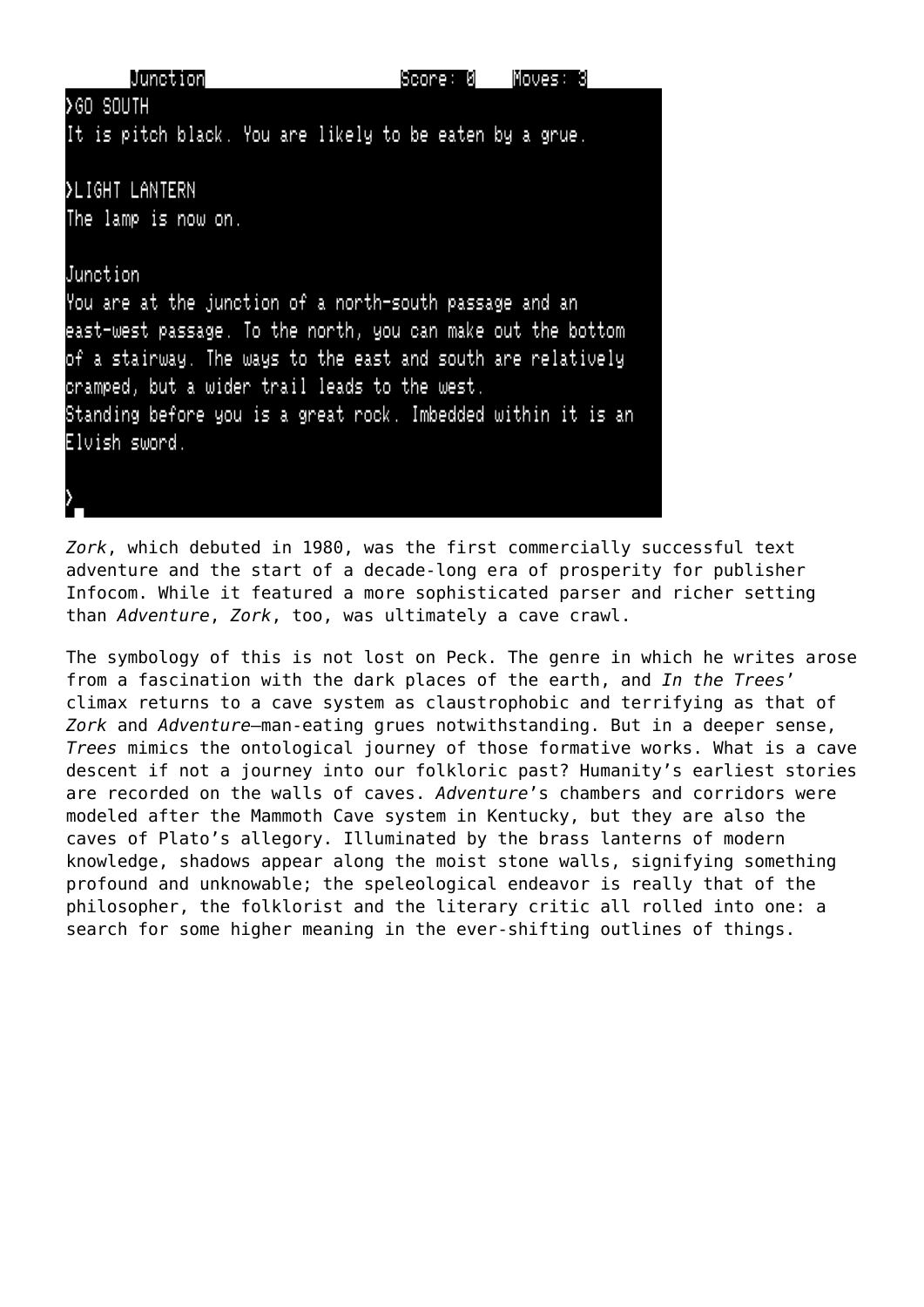```
Junction                    Score: 0    Moves: 3
>GO SOUTH
It is pitch black. You are likely to be eaten by a grue.

>LIGHT LANTERN
The lamp is now on.

Junction
You are at the junction of a north-south passage and an
east-west passage. To the north, you can make out the bottom
of a stairway. The ways to the east and south are relatively
cramped, but a wider trail leads to the west.
Standing before you is a great rock. Imbedded within it is an
Elvish sword.

>
```

*Zork*, which debuted in 1980, was the first commercially successful text adventure and the start of a decade-long era of prosperity for publisher Infocom. While it featured a more sophisticated parser and richer setting than *Adventure*, *Zork*, too, was ultimately a cave crawl.

The symbology of this is not lost on Peck. The genre in which he writes arose from a fascination with the dark places of the earth, and *In the Trees*' climax returns to a cave system as claustrophobic and terrifying as that of *Zork* and *Adventure*—man-eating grues notwithstanding. But in a deeper sense, *Trees* mimics the ontological journey of those formative works. What is a cave descent if not a journey into our folkloric past? Humanity's earliest stories are recorded on the walls of caves. *Adventure*'s chambers and corridors were modeled after the Mammoth Cave system in Kentucky, but they are also the caves of Plato's allegory. Illuminated by the brass lanterns of modern knowledge, shadows appear along the moist stone walls, signifying something profound and unknowable; the speleological endeavor is really that of the philosopher, the folklorist and the literary critic all rolled into one: a search for some higher meaning in the ever-shifting outlines of things.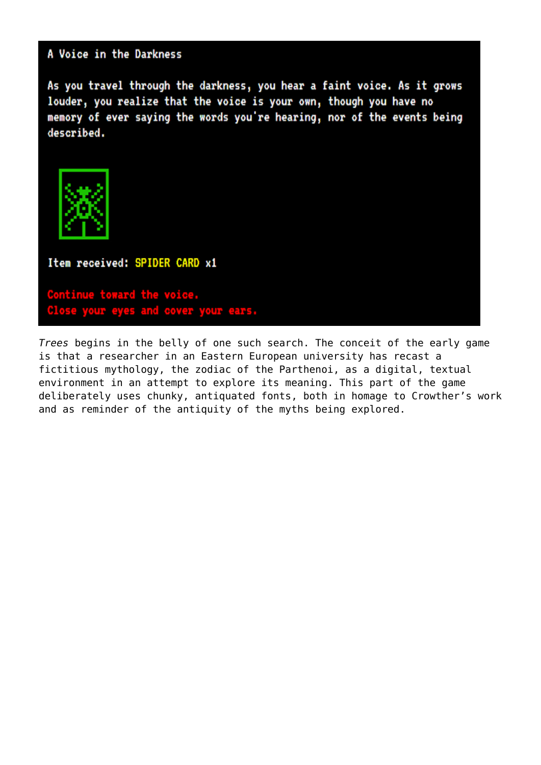A Voice in the Darkness

As you travel through the darkness, you hear a faint voice. As it grows louder, you realize that the voice is your own, though you have no memory of ever saying the words you're hearing, nor of the events being described.

Item received: SPIDER CARD x1

Continue toward the voice.
Close your eyes and cover your ears.

*Trees* begins in the belly of one such search. The conceit of the early game is that a researcher in an Eastern European university has recast a fictitious mythology, the zodiac of the Parthenoi, as a digital, textual environment in an attempt to explore its meaning. This part of the game deliberately uses chunky, antiquated fonts, both in homage to Crowther's work and as reminder of the antiquity of the myths being explored.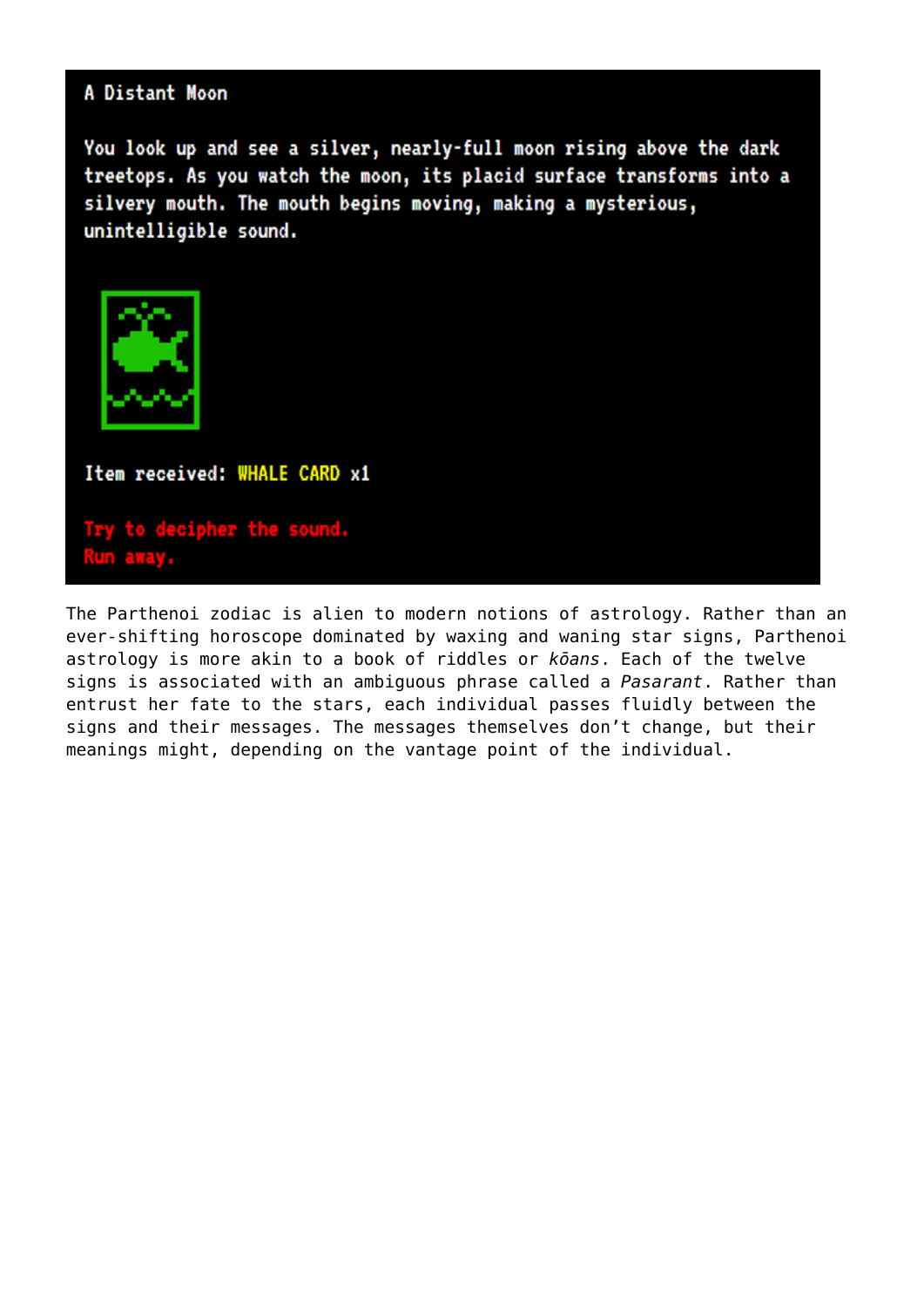A Distant Moon

You look up and see a silver, nearly-full moon rising above the dark treetops. As you watch the moon, its placid surface transforms into a silvery mouth. The mouth begins moving, making a mysterious, unintelligible sound.

Item received: WHALE CARD x1

Try to decipher the sound.
Run away.

The Parthenoi zodiac is alien to modern notions of astrology. Rather than an ever-shifting horoscope dominated by waxing and waning star signs, Parthenoi astrology is more akin to a book of riddles or *kōans*. Each of the twelve signs is associated with an ambiguous phrase called a *Pasarant*. Rather than entrust her fate to the stars, each individual passes fluidly between the signs and their messages. The messages themselves don't change, but their meanings might, depending on the vantage point of the individual.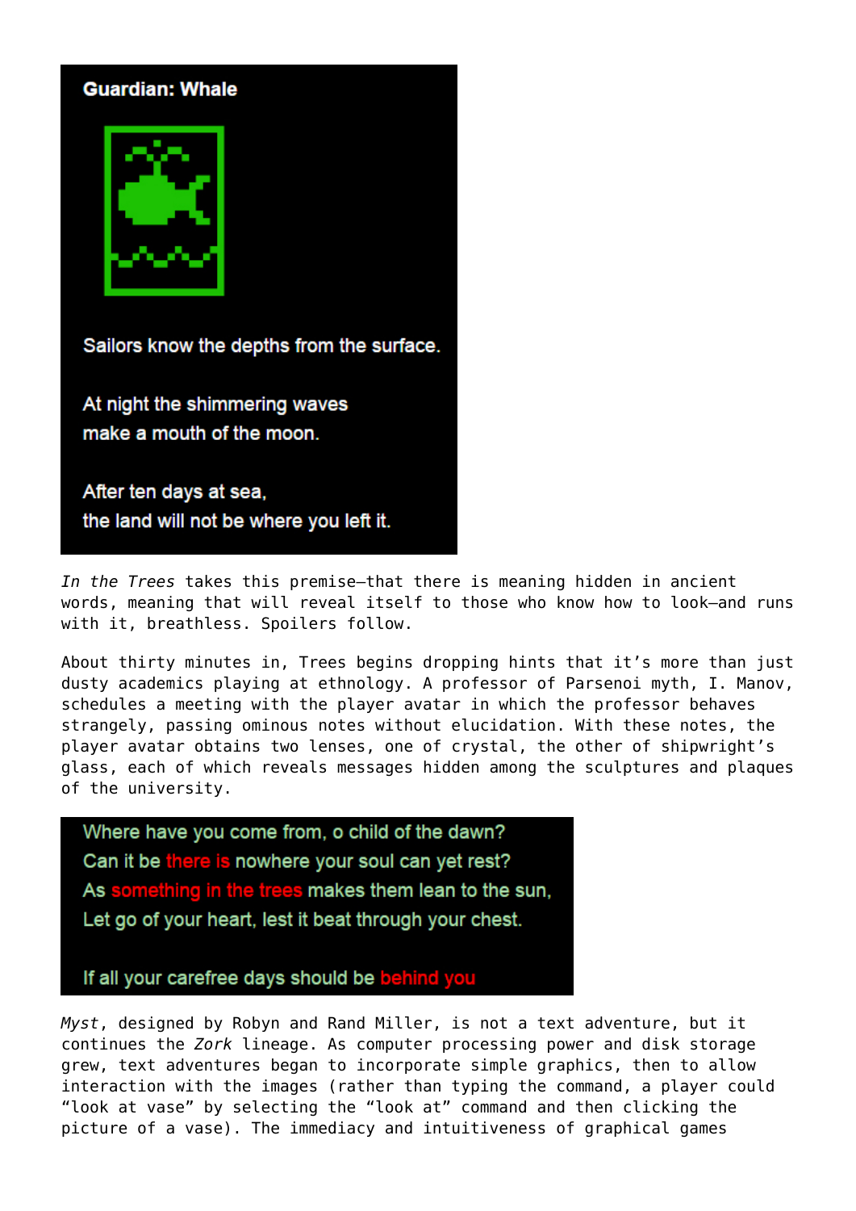**Guardian: Whale**

Sailors know the depths from the surface.

At night the shimmering waves
make a mouth of the moon.

After ten days at sea,
the land will not be where you left it.

*In the Trees* takes this premise—that there is meaning hidden in ancient words, meaning that will reveal itself to those who know how to look—and runs with it, breathless. Spoilers follow.

About thirty minutes in, Trees begins dropping hints that it's more than just dusty academics playing at ethnology. A professor of Parsenoi myth, I. Manov, schedules a meeting with the player avatar in which the professor behaves strangely, passing ominous notes without elucidation. With these notes, the player avatar obtains two lenses, one of crystal, the other of shipwright's glass, each of which reveals messages hidden among the sculptures and plaques of the university.

Where have you come from, o child of the dawn?
Can it be there is nowhere your soul can yet rest?
As something in the trees makes them lean to the sun,
Let go of your heart, lest it beat through your chest.

If all your carefree days should be behind you

*Myst*, designed by Robyn and Rand Miller, is not a text adventure, but it continues the *Zork* lineage. As computer processing power and disk storage grew, text adventures began to incorporate simple graphics, then to allow interaction with the images (rather than typing the command, a player could "look at vase" by selecting the "look at" command and then clicking the picture of a vase). The immediacy and intuitiveness of graphical games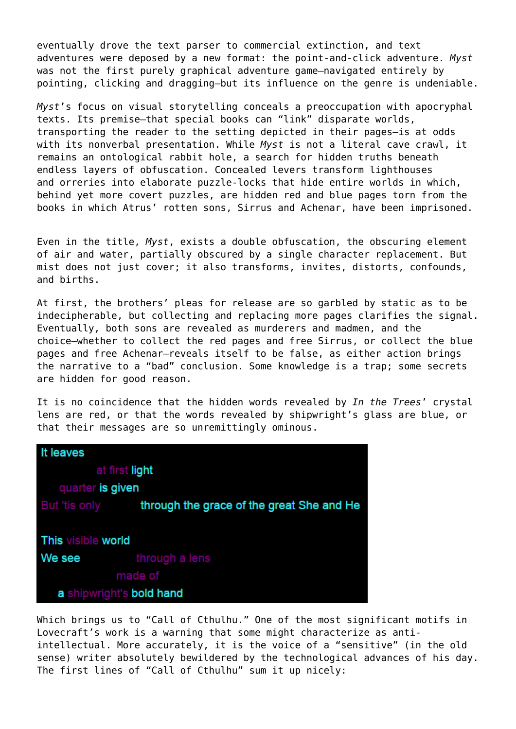eventually drove the text parser to commercial extinction, and text adventures were deposed by a new format: the point-and-click adventure. *Myst* was not the first purely graphical adventure game—navigated entirely by pointing, clicking and dragging—but its influence on the genre is undeniable.

*Myst*'s focus on visual storytelling conceals a preoccupation with apocryphal texts. Its premise—that special books can "link" disparate worlds, transporting the reader to the setting depicted in their pages—is at odds with its nonverbal presentation. While *Myst* is not a literal cave crawl, it remains an ontological rabbit hole, a search for hidden truths beneath endless layers of obfuscation. Concealed levers transform lighthouses and orreries into elaborate puzzle-locks that hide entire worlds in which, behind yet more covert puzzles, are hidden red and blue pages torn from the books in which Atrus' rotten sons, Sirrus and Achenar, have been imprisoned.

Even in the title, *Myst*, exists a double obfuscation, the obscuring element of air and water, partially obscured by a single character replacement. But mist does not just cover; it also transforms, invites, distorts, confounds, and births.

At first, the brothers' pleas for release are so garbled by static as to be indecipherable, but collecting and replacing more pages clarifies the signal. Eventually, both sons are revealed as murderers and madmen, and the choice—whether to collect the red pages and free Sirrus, or collect the blue pages and free Achenar—reveals itself to be false, as either action brings the narrative to a "bad" conclusion. Some knowledge is a trap; some secrets are hidden for good reason.

It is no coincidence that the hidden words revealed by *In the Trees*' crystal lens are red, or that the words revealed by shipwright's glass are blue, or that their messages are so unremittingly ominous.

It leaves
at first light
quarter is given
But 'tis only through the grace of the great She and He

This visible world
We see through a lens
made of
a shipwright's bold hand

Which brings us to "Call of Cthulhu." One of the most significant motifs in Lovecraft's work is a warning that some might characterize as anti-intellectual. More accurately, it is the voice of a "sensitive" (in the old sense) writer absolutely bewildered by the technological advances of his day. The first lines of "Call of Cthulhu" sum it up nicely: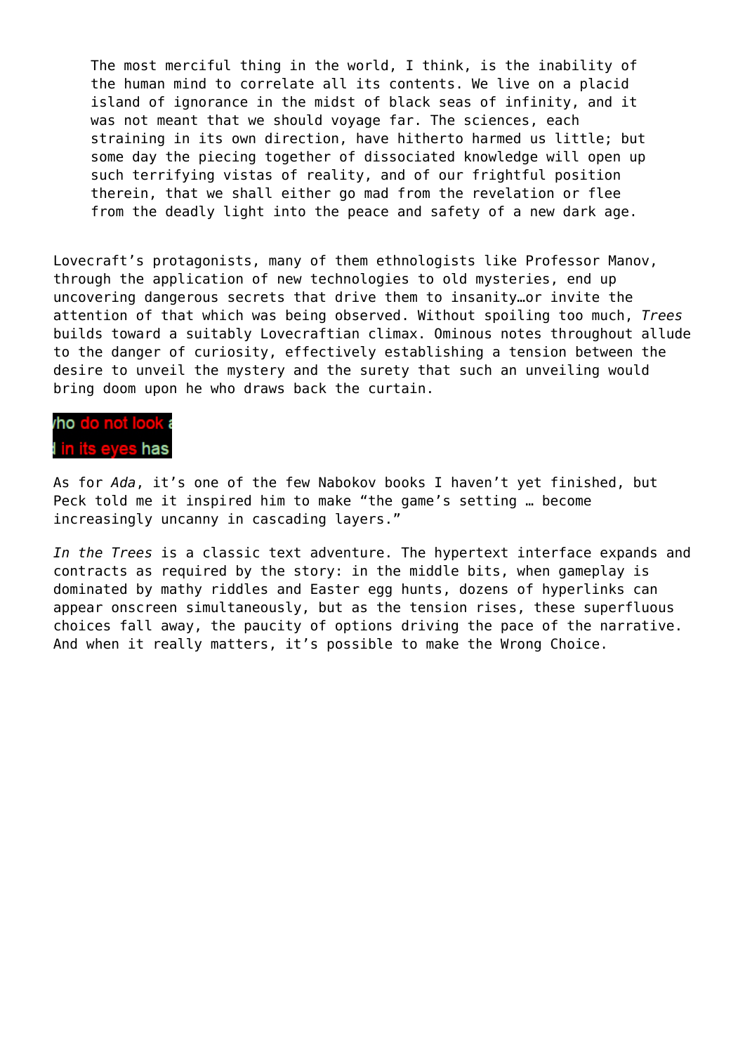> The most merciful thing in the world, I think, is the inability of the human mind to correlate all its contents. We live on a placid island of ignorance in the midst of black seas of infinity, and it was not meant that we should voyage far. The sciences, each straining in its own direction, have hitherto harmed us little; but some day the piecing together of dissociated knowledge will open up such terrifying vistas of reality, and of our frightful position therein, that we shall either go mad from the revelation or flee from the deadly light into the peace and safety of a new dark age.

Lovecraft's protagonists, many of them ethnologists like Professor Manov, through the application of new technologies to old mysteries, end up uncovering dangerous secrets that drive them to insanity…or invite the attention of that which was being observed. Without spoiling too much, *Trees* builds toward a suitably Lovecraftian climax. Ominous notes throughout allude to the danger of curiosity, effectively establishing a tension between the desire to unveil the mystery and the surety that such an unveiling would bring doom upon he who draws back the curtain.

As for *Ada*, it's one of the few Nabokov books I haven't yet finished, but Peck told me it inspired him to make "the game's setting … become increasingly uncanny in cascading layers."

*In the Trees* is a classic text adventure. The hypertext interface expands and contracts as required by the story: in the middle bits, when gameplay is dominated by mathy riddles and Easter egg hunts, dozens of hyperlinks can appear onscreen simultaneously, but as the tension rises, these superfluous choices fall away, the paucity of options driving the pace of the narrative. And when it really matters, it's possible to make the Wrong Choice.